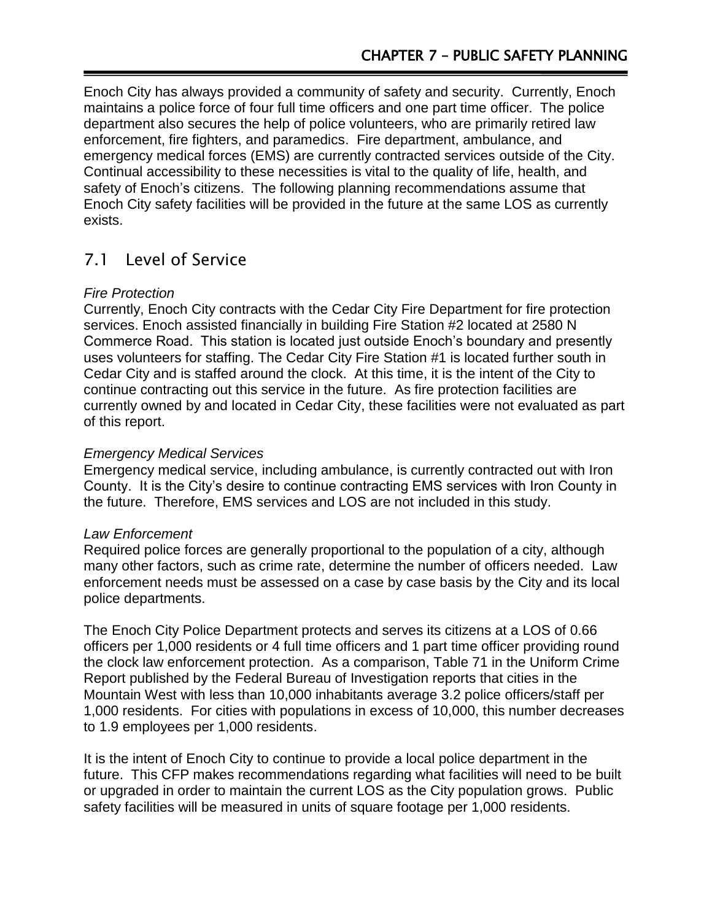# CHAPTER 7 – PUBLIC SAFETY PLANNING

Enoch City has always provided a community of safety and security. Currently, Enoch maintains a police force of four full time officers and one part time officer. The police department also secures the help of police volunteers, who are primarily retired law enforcement, fire fighters, and paramedics. Fire department, ambulance, and emergency medical forces (EMS) are currently contracted services outside of the City. Continual accessibility to these necessities is vital to the quality of life, health, and safety of Enoch's citizens. The following planning recommendations assume that Enoch City safety facilities will be provided in the future at the same LOS as currently exists.

## 7.1 Level of Service

*Fire Protection*

Currently, Enoch City contracts with the Cedar City Fire Department for fire protection services. Enoch assisted financially in building Fire Station #2 located at 2580 N Commerce Road. This station is located just outside Enoch's boundary and presently uses volunteers for staffing. The Cedar City Fire Station #1 is located further south in Cedar City and is staffed around the clock. At this time, it is the intent of the City to continue contracting out this service in the future. As fire protection facilities are currently owned by and located in Cedar City, these facilities were not evaluated as part of this report.

*Emergency Medical Services*

Emergency medical service, including ambulance, is currently contracted out with Iron County. It is the City's desire to continue contracting EMS services with Iron County in the future. Therefore, EMS services and LOS are not included in this study.

*Law Enforcement*

Required police forces are generally proportional to the population of a city, although many other factors, such as crime rate, determine the number of officers needed. Law enforcement needs must be assessed on a case by case basis by the City and its local police departments.

The Enoch City Police Department protects and serves its citizens at a LOS of 0.66 officers per 1,000 residents or 4 full time officers and 1 part time officer providing round the clock law enforcement protection. As a comparison, Table 71 in the Uniform Crime Report published by the Federal Bureau of Investigation reports that cities in the Mountain West with less than 10,000 inhabitants average 3.2 police officers/staff per 1,000 residents. For cities with populations in excess of 10,000, this number decreases to 1.9 employees per 1,000 residents.

It is the intent of Enoch City to continue to provide a local police department in the future. This CFP makes recommendations regarding what facilities will need to be built or upgraded in order to maintain the current LOS as the City population grows. Public safety facilities will be measured in units of square footage per 1,000 residents.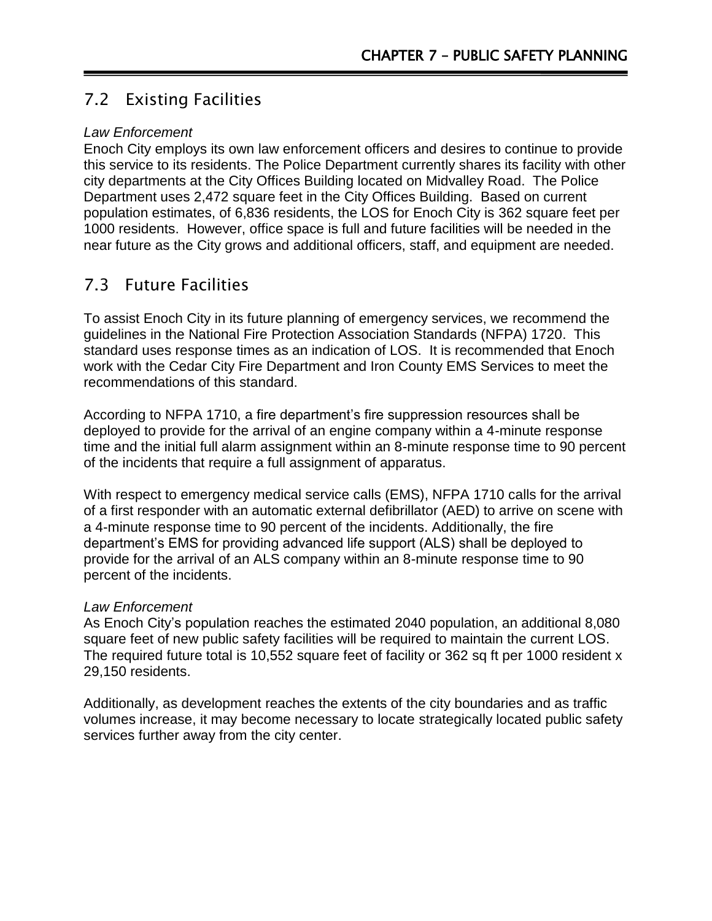## 7.2 Existing Facilities

*Law Enforcement*

Enoch City employs its own law enforcement officers and desires to continue to provide this service to its residents. The Police Department currently shares its facility with other city departments at the City Offices Building located on Midvalley Road. The Police Department uses 2,472 square feet in the City Offices Building. Based on current population estimates, of 6,836 residents, the LOS for Enoch City is 362 square feet per 1000 residents. However, office space is full and future facilities will be needed in the near future as the City grows and additional officers, staff, and equipment are needed.

## 7.3 Future Facilities

To assist Enoch City in its future planning of emergency services, we recommend the guidelines in the National Fire Protection Association Standards (NFPA) 1720. This standard uses response times as an indication of LOS. It is recommended that Enoch work with the Cedar City Fire Department and Iron County EMS Services to meet the recommendations of this standard.

According to NFPA 1710, a fire department's fire suppression resources shall be deployed to provide for the arrival of an engine company within a 4-minute response time and the initial full alarm assignment within an 8-minute response time to 90 percent of the incidents that require a full assignment of apparatus.

With respect to emergency medical service calls (EMS), NFPA 1710 calls for the arrival of a first responder with an automatic external defibrillator (AED) to arrive on scene with a 4-minute response time to 90 percent of the incidents. Additionally, the fire department's EMS for providing advanced life support (ALS) shall be deployed to provide for the arrival of an ALS company within an 8-minute response time to 90 percent of the incidents.

*Law Enforcement*

As Enoch City's population reaches the estimated 2040 population, an additional 8,080 square feet of new public safety facilities will be required to maintain the current LOS. The required future total is 10,552 square feet of facility or 362 sq ft per 1000 resident x 29,150 residents.

Additionally, as development reaches the extents of the city boundaries and as traffic volumes increase, it may become necessary to locate strategically located public safety services further away from the city center.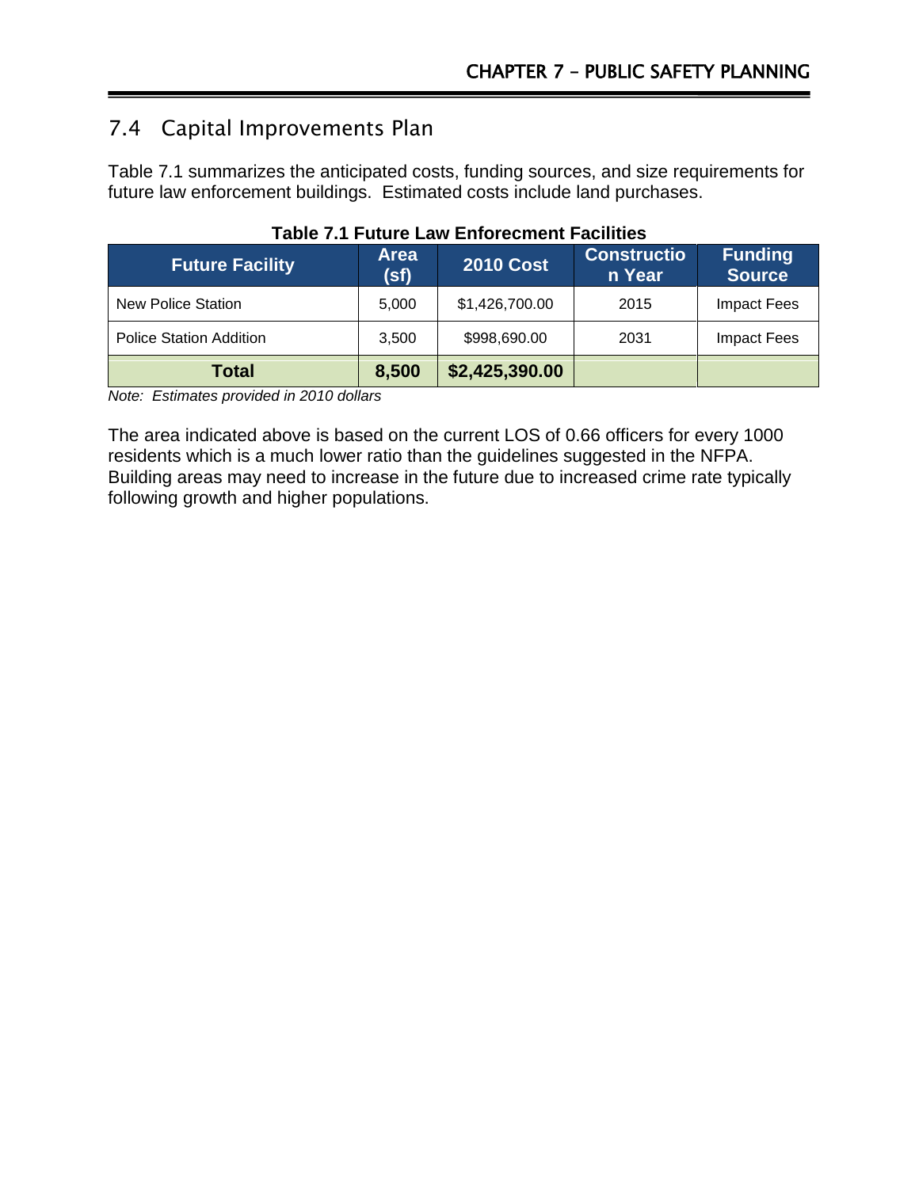## 7.4 Capital Improvements Plan

Table 7.1 summarizes the anticipated costs, funding sources, and size requirements for future law enforcement buildings. Estimated costs include land purchases.

**Table 7.1 Future Law Enforecment Facilities**

| Future Facility | Area (sf) | 2010 Cost | Construction Year | Funding Source |
|---|---|---|---|---|
| New Police Station | 5,000 | $1,426,700.00 | 2015 | Impact Fees |
| Police Station Addition | 3,500 | $998,690.00 | 2031 | Impact Fees |
| **Total** | **8,500** | **$2,425,390.00** | | |

*Note: Estimates provided in 2010 dollars*

The area indicated above is based on the current LOS of 0.66 officers for every 1000 residents which is a much lower ratio than the guidelines suggested in the NFPA. Building areas may need to increase in the future due to increased crime rate typically following growth and higher populations.